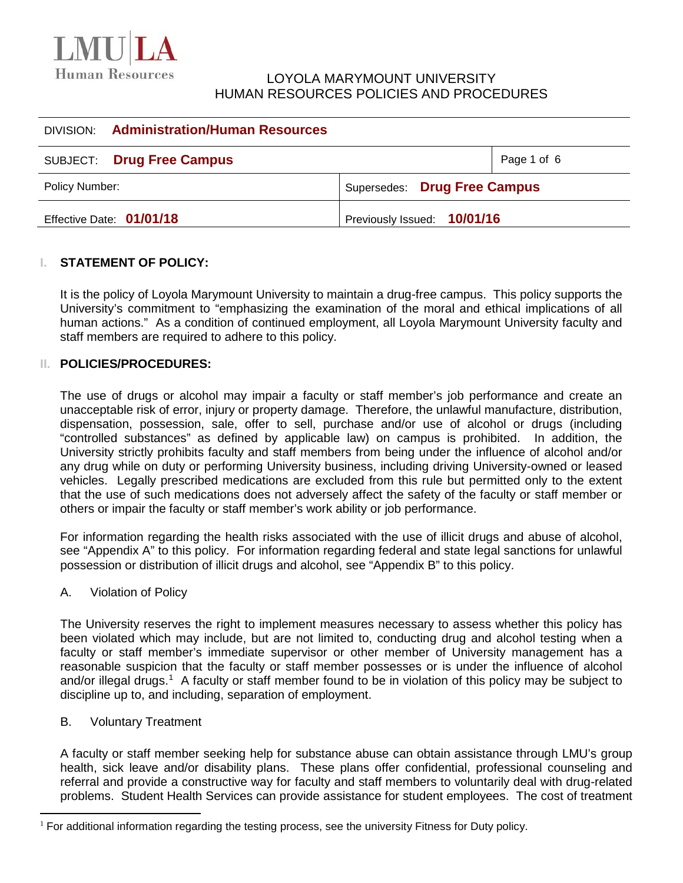LMU|LA Human Resources

LOYOLA MARYMOUNT UNIVERSITY
HUMAN RESOURCES POLICIES AND PROCEDURES

| DIVISION: **Administration/Human Resources** | |
|---|---|
| SUBJECT: **Drug Free Campus** | |
| Policy Number: | Supersedes: **Drug Free Campus** |
| Effective Date: **01/01/18** | Previously Issued: **10/01/16** |

## I. STATEMENT OF POLICY:

It is the policy of Loyola Marymount University to maintain a drug-free campus. This policy supports the University's commitment to "emphasizing the examination of the moral and ethical implications of all human actions." As a condition of continued employment, all Loyola Marymount University faculty and staff members are required to adhere to this policy.

## II. POLICIES/PROCEDURES:

The use of drugs or alcohol may impair a faculty or staff member's job performance and create an unacceptable risk of error, injury or property damage. Therefore, the unlawful manufacture, distribution, dispensation, possession, sale, offer to sell, purchase and/or use of alcohol or drugs (including "controlled substances" as defined by applicable law) on campus is prohibited. In addition, the University strictly prohibits faculty and staff members from being under the influence of alcohol and/or any drug while on duty or performing University business, including driving University-owned or leased vehicles. Legally prescribed medications are excluded from this rule but permitted only to the extent that the use of such medications does not adversely affect the safety of the faculty or staff member or others or impair the faculty or staff member's work ability or job performance.

For information regarding the health risks associated with the use of illicit drugs and abuse of alcohol, see "Appendix A" to this policy. For information regarding federal and state legal sanctions for unlawful possession or distribution of illicit drugs and alcohol, see "Appendix B" to this policy.

### A. Violation of Policy

The University reserves the right to implement measures necessary to assess whether this policy has been violated which may include, but are not limited to, conducting drug and alcohol testing when a faculty or staff member's immediate supervisor or other member of University management has a reasonable suspicion that the faculty or staff member possesses or is under the influence of alcohol and/or illegal drugs.[1] A faculty or staff member found to be in violation of this policy may be subject to discipline up to, and including, separation of employment.

### B. Voluntary Treatment

A faculty or staff member seeking help for substance abuse can obtain assistance through LMU's group health, sick leave and/or disability plans. These plans offer confidential, professional counseling and referral and provide a constructive way for faculty and staff members to voluntarily deal with drug-related problems. Student Health Services can provide assistance for student employees. The cost of treatment

---

[1] For additional information regarding the testing process, see the university Fitness for Duty policy.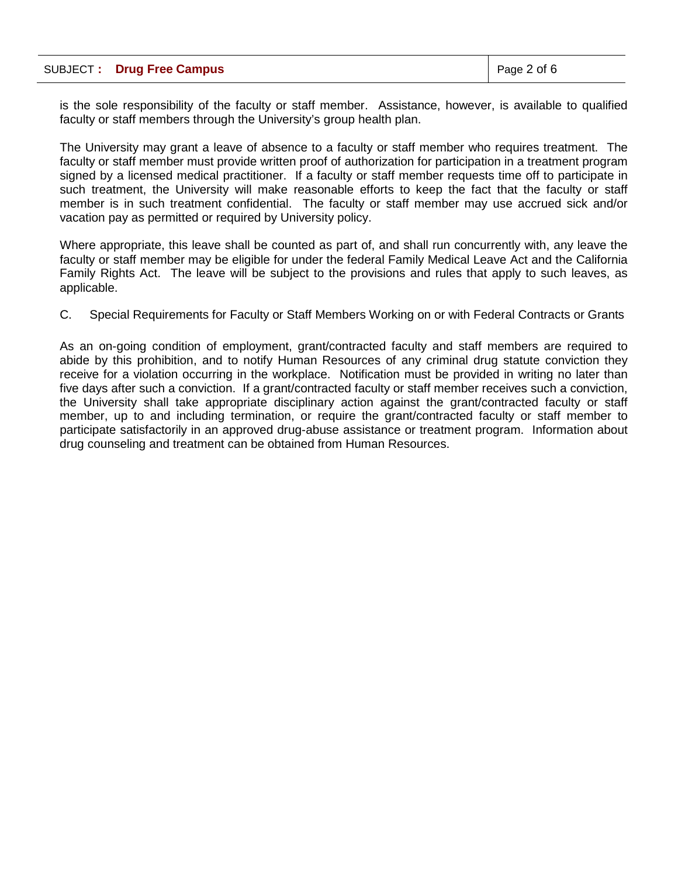is the sole responsibility of the faculty or staff member. Assistance, however, is available to qualified faculty or staff members through the University's group health plan.

The University may grant a leave of absence to a faculty or staff member who requires treatment. The faculty or staff member must provide written proof of authorization for participation in a treatment program signed by a licensed medical practitioner. If a faculty or staff member requests time off to participate in such treatment, the University will make reasonable efforts to keep the fact that the faculty or staff member is in such treatment confidential. The faculty or staff member may use accrued sick and/or vacation pay as permitted or required by University policy.

Where appropriate, this leave shall be counted as part of, and shall run concurrently with, any leave the faculty or staff member may be eligible for under the federal Family Medical Leave Act and the California Family Rights Act. The leave will be subject to the provisions and rules that apply to such leaves, as applicable.

C. Special Requirements for Faculty or Staff Members Working on or with Federal Contracts or Grants

As an on-going condition of employment, grant/contracted faculty and staff members are required to abide by this prohibition, and to notify Human Resources of any criminal drug statute conviction they receive for a violation occurring in the workplace. Notification must be provided in writing no later than five days after such a conviction. If a grant/contracted faculty or staff member receives such a conviction, the University shall take appropriate disciplinary action against the grant/contracted faculty or staff member, up to and including termination, or require the grant/contracted faculty or staff member to participate satisfactorily in an approved drug-abuse assistance or treatment program. Information about drug counseling and treatment can be obtained from Human Resources.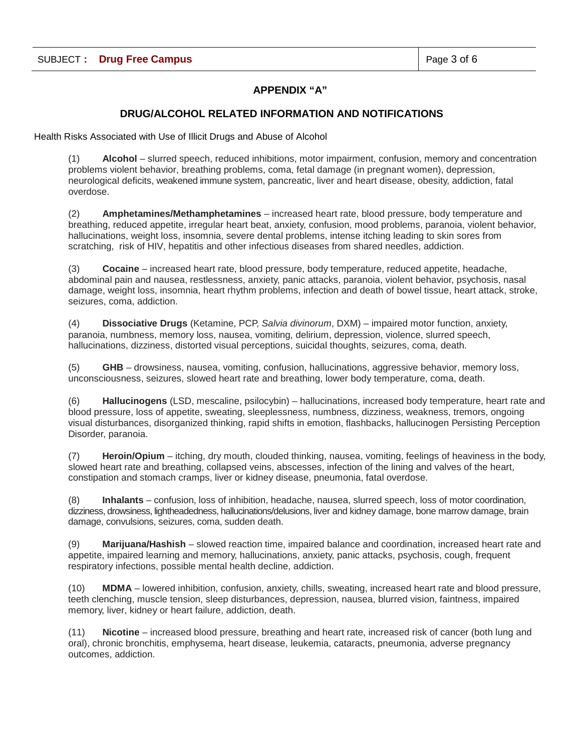## APPENDIX "A"

## DRUG/ALCOHOL RELATED INFORMATION AND NOTIFICATIONS

Health Risks Associated with Use of Illicit Drugs and Abuse of Alcohol

(1) **Alcohol** – slurred speech, reduced inhibitions, motor impairment, confusion, memory and concentration problems violent behavior, breathing problems, coma, fetal damage (in pregnant women), depression, neurological deficits, weakened immune system, pancreatic, liver and heart disease, obesity, addiction, fatal overdose.

(2) **Amphetamines/Methamphetamines** – increased heart rate, blood pressure, body temperature and breathing, reduced appetite, irregular heart beat, anxiety, confusion, mood problems, paranoia, violent behavior, hallucinations, weight loss, insomnia, severe dental problems, intense itching leading to skin sores from scratching, risk of HIV, hepatitis and other infectious diseases from shared needles, addiction.

(3) **Cocaine** – increased heart rate, blood pressure, body temperature, reduced appetite, headache, abdominal pain and nausea, restlessness, anxiety, panic attacks, paranoia, violent behavior, psychosis, nasal damage, weight loss, insomnia, heart rhythm problems, infection and death of bowel tissue, heart attack, stroke, seizures, coma, addiction.

(4) **Dissociative Drugs** (Ketamine, PCP, *Salvia divinorum*, DXM) – impaired motor function, anxiety, paranoia, numbness, memory loss, nausea, vomiting, delirium, depression, violence, slurred speech, hallucinations, dizziness, distorted visual perceptions, suicidal thoughts, seizures, coma, death.

(5) **GHB** – drowsiness, nausea, vomiting, confusion, hallucinations, aggressive behavior, memory loss, unconsciousness, seizures, slowed heart rate and breathing, lower body temperature, coma, death.

(6) **Hallucinogens** (LSD, mescaline, psilocybin) – hallucinations, increased body temperature, heart rate and blood pressure, loss of appetite, sweating, sleeplessness, numbness, dizziness, weakness, tremors, ongoing visual disturbances, disorganized thinking, rapid shifts in emotion, flashbacks, hallucinogen Persisting Perception Disorder, paranoia.

(7) **Heroin/Opium** – itching, dry mouth, clouded thinking, nausea, vomiting, feelings of heaviness in the body, slowed heart rate and breathing, collapsed veins, abscesses, infection of the lining and valves of the heart, constipation and stomach cramps, liver or kidney disease, pneumonia, fatal overdose.

(8) **Inhalants** – confusion, loss of inhibition, headache, nausea, slurred speech, loss of motor coordination, dizziness, drowsiness, lightheadedness, hallucinations/delusions, liver and kidney damage, bone marrow damage, brain damage, convulsions, seizures, coma, sudden death.

(9) **Marijuana/Hashish** – slowed reaction time, impaired balance and coordination, increased heart rate and appetite, impaired learning and memory, hallucinations, anxiety, panic attacks, psychosis, cough, frequent respiratory infections, possible mental health decline, addiction.

(10) **MDMA** – lowered inhibition, confusion, anxiety, chills, sweating, increased heart rate and blood pressure, teeth clenching, muscle tension, sleep disturbances, depression, nausea, blurred vision, faintness, impaired memory, liver, kidney or heart failure, addiction, death.

(11) **Nicotine** – increased blood pressure, breathing and heart rate, increased risk of cancer (both lung and oral), chronic bronchitis, emphysema, heart disease, leukemia, cataracts, pneumonia, adverse pregnancy outcomes, addiction.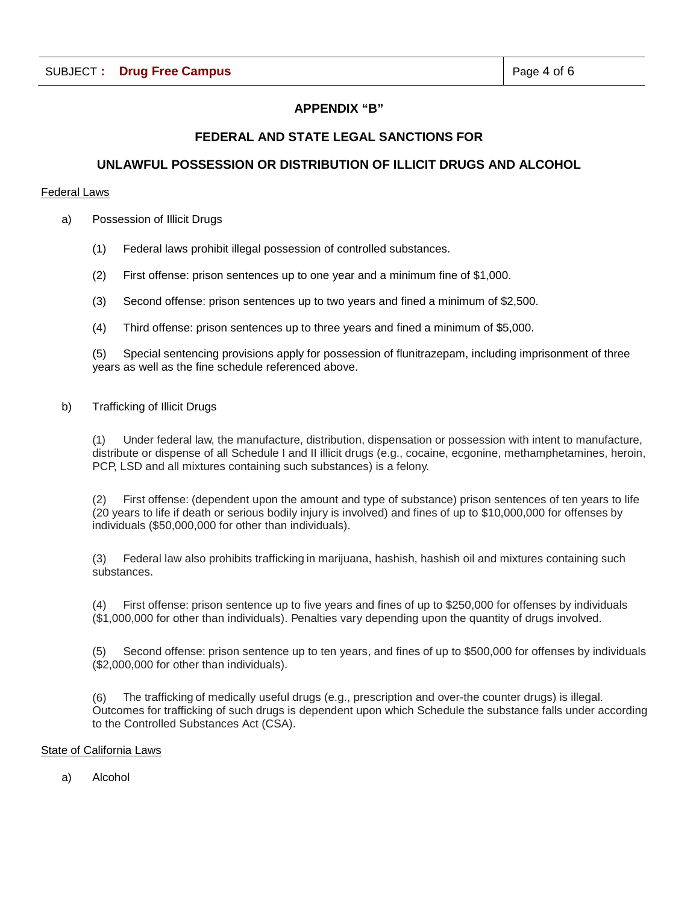## APPENDIX "B"

## FEDERAL AND STATE LEGAL SANCTIONS FOR

## UNLAWFUL POSSESSION OR DISTRIBUTION OF ILLICIT DRUGS AND ALCOHOL

<u>Federal Laws</u>

a) Possession of Illicit Drugs

(1) Federal laws prohibit illegal possession of controlled substances.

(2) First offense: prison sentences up to one year and a minimum fine of $1,000.

(3) Second offense: prison sentences up to two years and fined a minimum of $2,500.

(4) Third offense: prison sentences up to three years and fined a minimum of $5,000.

(5) Special sentencing provisions apply for possession of flunitrazepam, including imprisonment of three years as well as the fine schedule referenced above.

b) Trafficking of Illicit Drugs

(1) Under federal law, the manufacture, distribution, dispensation or possession with intent to manufacture, distribute or dispense of all Schedule I and II illicit drugs (e.g., cocaine, ecgonine, methamphetamines, heroin, PCP, LSD and all mixtures containing such substances) is a felony.

(2) First offense: (dependent upon the amount and type of substance) prison sentences of ten years to life (20 years to life if death or serious bodily injury is involved) and fines of up to $10,000,000 for offenses by individuals ($50,000,000 for other than individuals).

(3) Federal law also prohibits trafficking in marijuana, hashish, hashish oil and mixtures containing such substances.

(4) First offense: prison sentence up to five years and fines of up to $250,000 for offenses by individuals ($1,000,000 for other than individuals). Penalties vary depending upon the quantity of drugs involved.

(5) Second offense: prison sentence up to ten years, and fines of up to $500,000 for offenses by individuals ($2,000,000 for other than individuals).

(6) The trafficking of medically useful drugs (e.g., prescription and over-the counter drugs) is illegal. Outcomes for trafficking of such drugs is dependent upon which Schedule the substance falls under according to the Controlled Substances Act (CSA).

<u>State of California Laws</u>

a) Alcohol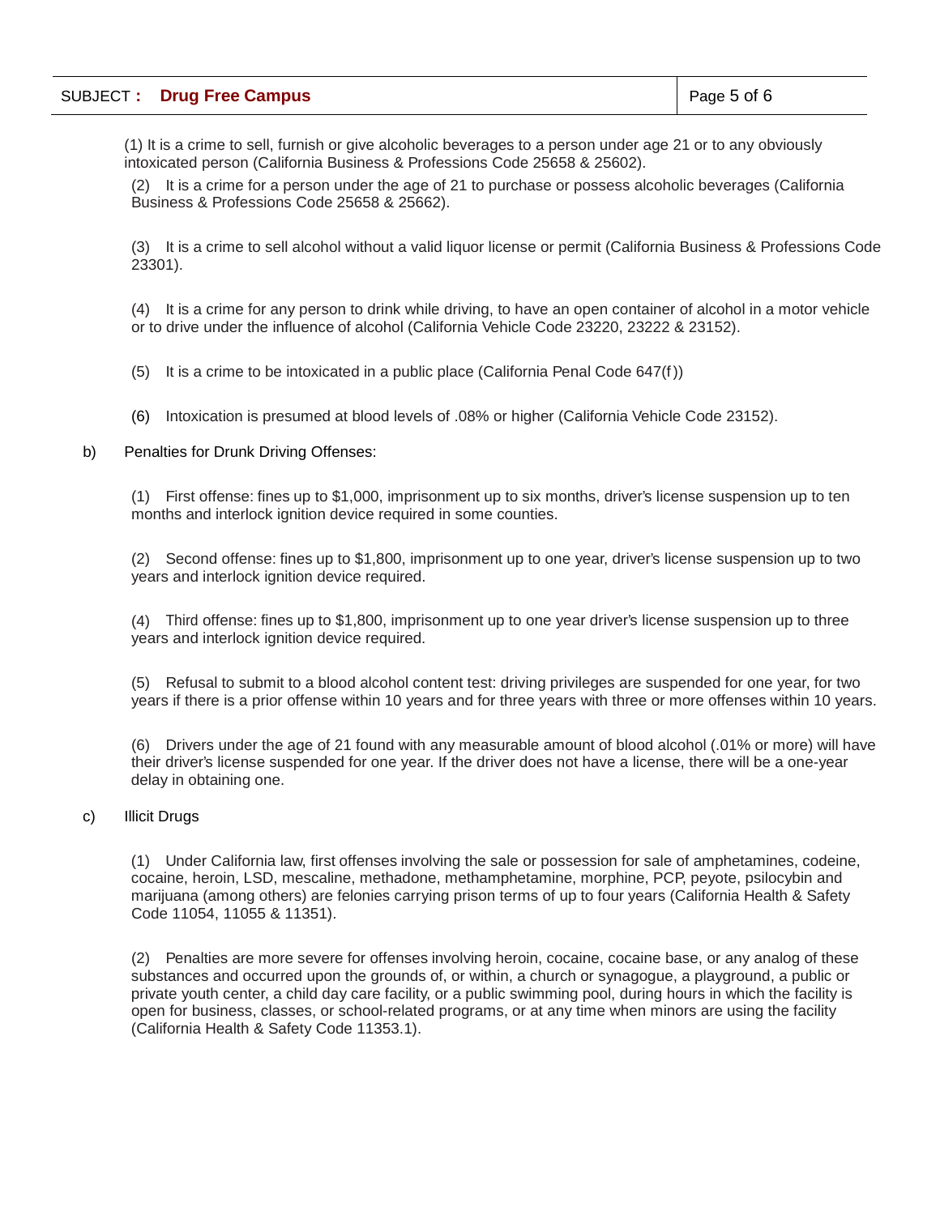(1) It is a crime to sell, furnish or give alcoholic beverages to a person under age 21 or to any obviously intoxicated person (California Business & Professions Code 25658 & 25602).

(2) It is a crime for a person under the age of 21 to purchase or possess alcoholic beverages (California Business & Professions Code 25658 & 25662).

(3) It is a crime to sell alcohol without a valid liquor license or permit (California Business & Professions Code 23301).

(4) It is a crime for any person to drink while driving, to have an open container of alcohol in a motor vehicle or to drive under the influence of alcohol (California Vehicle Code 23220, 23222 & 23152).

(5) It is a crime to be intoxicated in a public place (California Penal Code 647(f))

(6) Intoxication is presumed at blood levels of .08% or higher (California Vehicle Code 23152).

b) Penalties for Drunk Driving Offenses:

(1) First offense: fines up to $1,000, imprisonment up to six months, driver's license suspension up to ten months and interlock ignition device required in some counties.

(2) Second offense: fines up to $1,800, imprisonment up to one year, driver's license suspension up to two years and interlock ignition device required.

(4) Third offense: fines up to $1,800, imprisonment up to one year driver's license suspension up to three years and interlock ignition device required.

(5) Refusal to submit to a blood alcohol content test: driving privileges are suspended for one year, for two years if there is a prior offense within 10 years and for three years with three or more offenses within 10 years.

(6) Drivers under the age of 21 found with any measurable amount of blood alcohol (.01% or more) will have their driver's license suspended for one year. If the driver does not have a license, there will be a one-year delay in obtaining one.

c) Illicit Drugs

(1) Under California law, first offenses involving the sale or possession for sale of amphetamines, codeine, cocaine, heroin, LSD, mescaline, methadone, methamphetamine, morphine, PCP, peyote, psilocybin and marijuana (among others) are felonies carrying prison terms of up to four years (California Health & Safety Code 11054, 11055 & 11351).

(2) Penalties are more severe for offenses involving heroin, cocaine, cocaine base, or any analog of these substances and occurred upon the grounds of, or within, a church or synagogue, a playground, a public or private youth center, a child day care facility, or a public swimming pool, during hours in which the facility is open for business, classes, or school-related programs, or at any time when minors are using the facility (California Health & Safety Code 11353.1).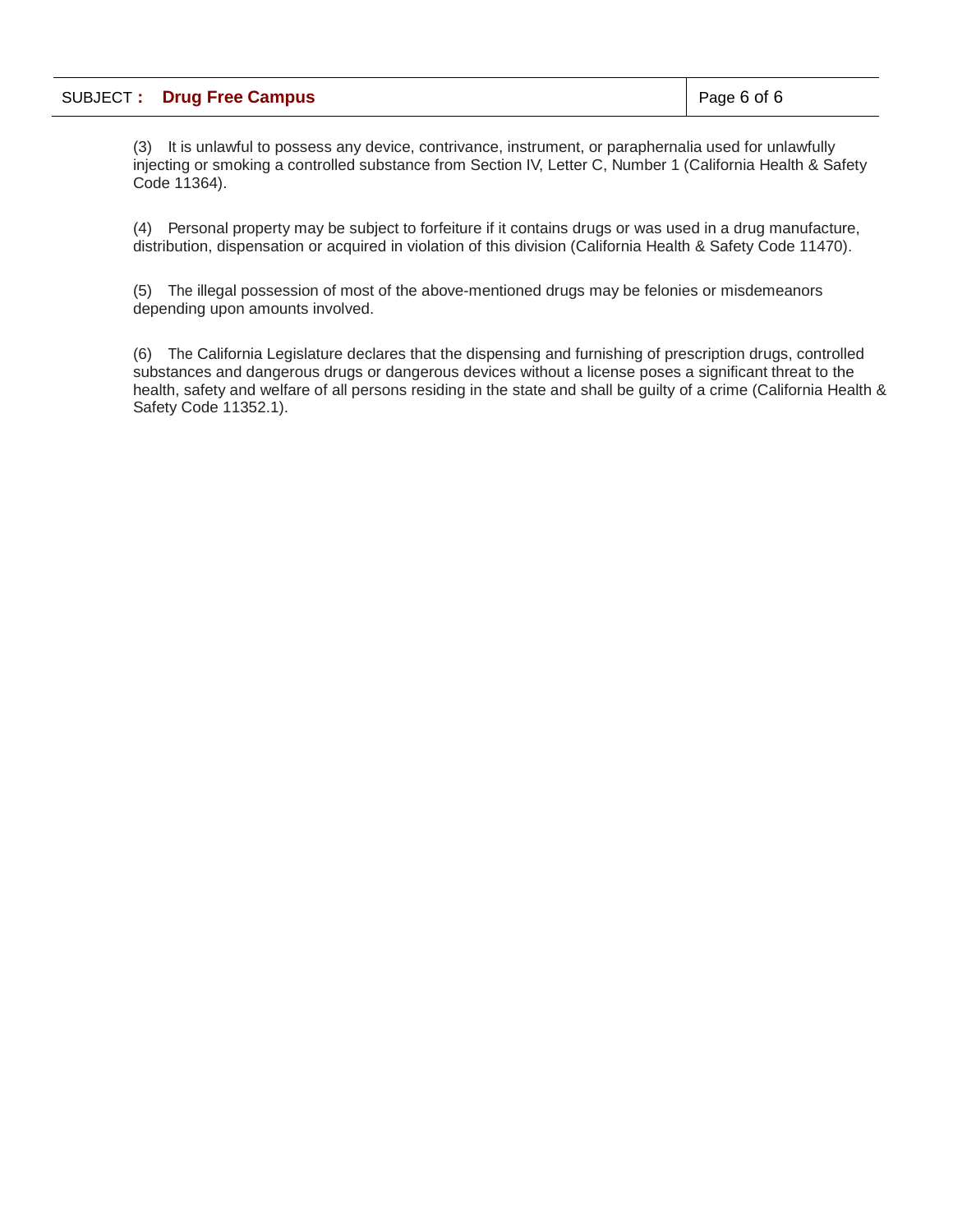(3) It is unlawful to possess any device, contrivance, instrument, or paraphernalia used for unlawfully injecting or smoking a controlled substance from Section IV, Letter C, Number 1 (California Health & Safety Code 11364).

(4) Personal property may be subject to forfeiture if it contains drugs or was used in a drug manufacture, distribution, dispensation or acquired in violation of this division (California Health & Safety Code 11470).

(5) The illegal possession of most of the above-mentioned drugs may be felonies or misdemeanors depending upon amounts involved.

(6) The California Legislature declares that the dispensing and furnishing of prescription drugs, controlled substances and dangerous drugs or dangerous devices without a license poses a significant threat to the health, safety and welfare of all persons residing in the state and shall be guilty of a crime (California Health & Safety Code 11352.1).